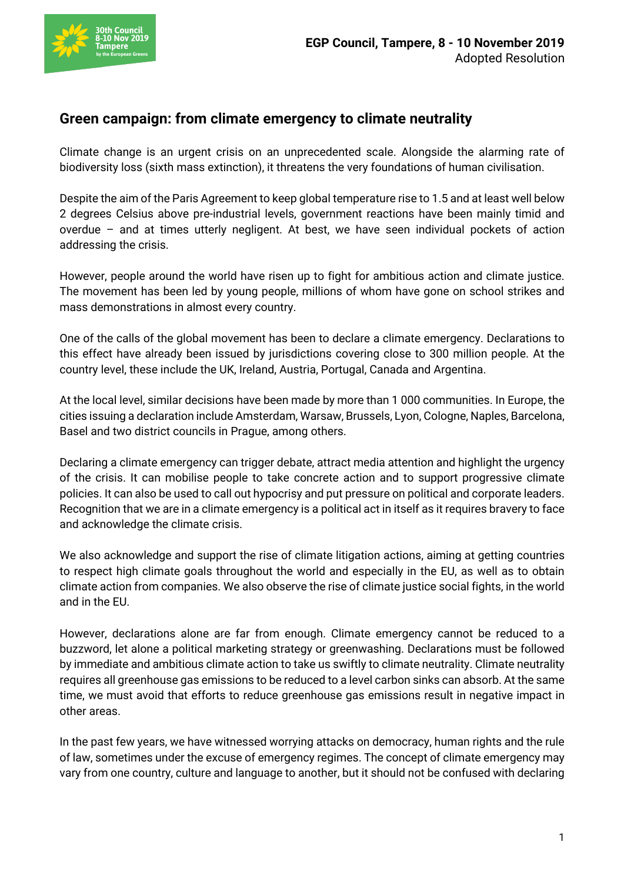EGP Council, Tampere, 8 - 10 November 2019
Adopted Resolution

## Green campaign: from climate emergency to climate neutrality

Climate change is an urgent crisis on an unprecedented scale. Alongside the alarming rate of biodiversity loss (sixth mass extinction), it threatens the very foundations of human civilisation.

Despite the aim of the Paris Agreement to keep global temperature rise to 1.5 and at least well below 2 degrees Celsius above pre-industrial levels, government reactions have been mainly timid and overdue – and at times utterly negligent. At best, we have seen individual pockets of action addressing the crisis.

However, people around the world have risen up to fight for ambitious action and climate justice. The movement has been led by young people, millions of whom have gone on school strikes and mass demonstrations in almost every country.

One of the calls of the global movement has been to declare a climate emergency. Declarations to this effect have already been issued by jurisdictions covering close to 300 million people. At the country level, these include the UK, Ireland, Austria, Portugal, Canada and Argentina.

At the local level, similar decisions have been made by more than 1 000 communities. In Europe, the cities issuing a declaration include Amsterdam, Warsaw, Brussels, Lyon, Cologne, Naples, Barcelona, Basel and two district councils in Prague, among others.

Declaring a climate emergency can trigger debate, attract media attention and highlight the urgency of the crisis. It can mobilise people to take concrete action and to support progressive climate policies. It can also be used to call out hypocrisy and put pressure on political and corporate leaders. Recognition that we are in a climate emergency is a political act in itself as it requires bravery to face and acknowledge the climate crisis.

We also acknowledge and support the rise of climate litigation actions, aiming at getting countries to respect high climate goals throughout the world and especially in the EU, as well as to obtain climate action from companies. We also observe the rise of climate justice social fights, in the world and in the EU.

However, declarations alone are far from enough. Climate emergency cannot be reduced to a buzzword, let alone a political marketing strategy or greenwashing. Declarations must be followed by immediate and ambitious climate action to take us swiftly to climate neutrality. Climate neutrality requires all greenhouse gas emissions to be reduced to a level carbon sinks can absorb. At the same time, we must avoid that efforts to reduce greenhouse gas emissions result in negative impact in other areas.

In the past few years, we have witnessed worrying attacks on democracy, human rights and the rule of law, sometimes under the excuse of emergency regimes. The concept of climate emergency may vary from one country, culture and language to another, but it should not be confused with declaring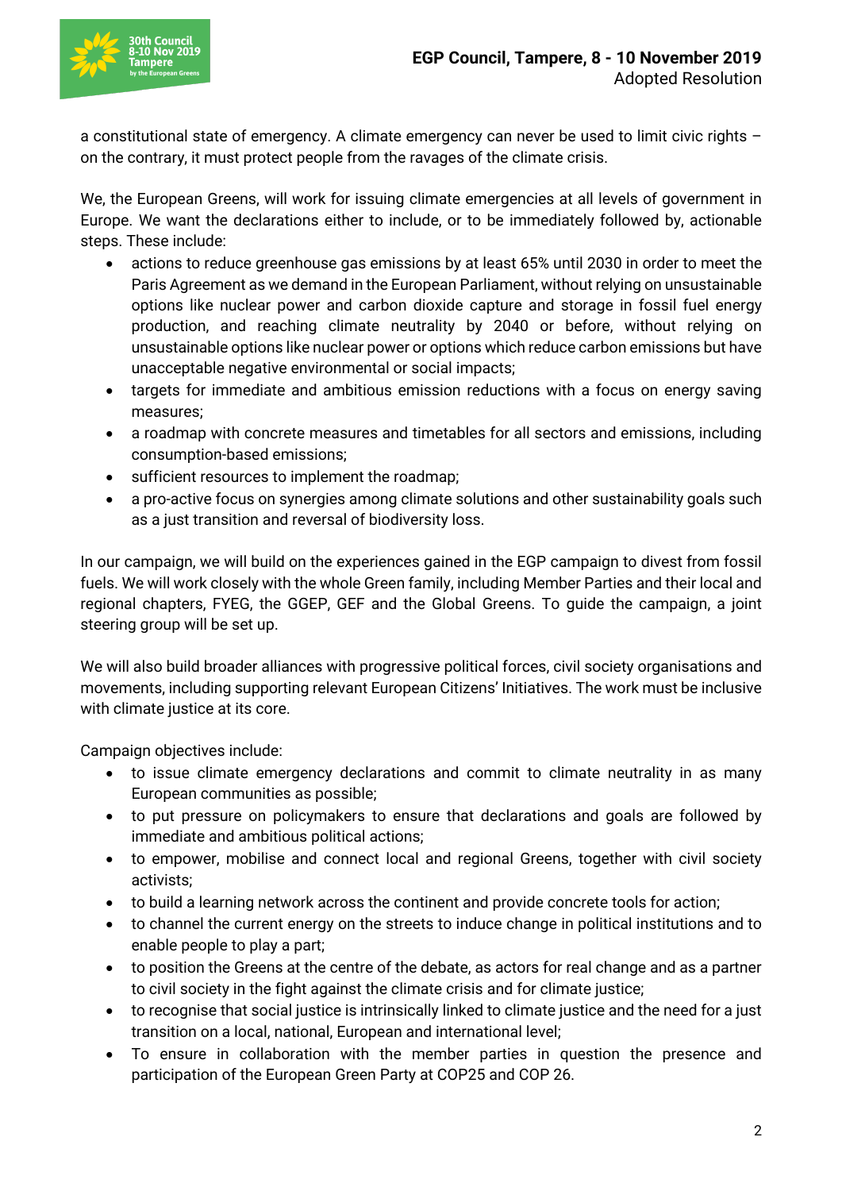a constitutional state of emergency. A climate emergency can never be used to limit civic rights – on the contrary, it must protect people from the ravages of the climate crisis.

We, the European Greens, will work for issuing climate emergencies at all levels of government in Europe. We want the declarations either to include, or to be immediately followed by, actionable steps. These include:

- actions to reduce greenhouse gas emissions by at least 65% until 2030 in order to meet the Paris Agreement as we demand in the European Parliament, without relying on unsustainable options like nuclear power and carbon dioxide capture and storage in fossil fuel energy production, and reaching climate neutrality by 2040 or before, without relying on unsustainable options like nuclear power or options which reduce carbon emissions but have unacceptable negative environmental or social impacts;
- targets for immediate and ambitious emission reductions with a focus on energy saving measures;
- a roadmap with concrete measures and timetables for all sectors and emissions, including consumption-based emissions;
- sufficient resources to implement the roadmap;
- a pro-active focus on synergies among climate solutions and other sustainability goals such as a just transition and reversal of biodiversity loss.

In our campaign, we will build on the experiences gained in the EGP campaign to divest from fossil fuels. We will work closely with the whole Green family, including Member Parties and their local and regional chapters, FYEG, the GGEP, GEF and the Global Greens. To guide the campaign, a joint steering group will be set up.

We will also build broader alliances with progressive political forces, civil society organisations and movements, including supporting relevant European Citizens' Initiatives. The work must be inclusive with climate justice at its core.

Campaign objectives include:

- to issue climate emergency declarations and commit to climate neutrality in as many European communities as possible;
- to put pressure on policymakers to ensure that declarations and goals are followed by immediate and ambitious political actions;
- to empower, mobilise and connect local and regional Greens, together with civil society activists;
- to build a learning network across the continent and provide concrete tools for action;
- to channel the current energy on the streets to induce change in political institutions and to enable people to play a part;
- to position the Greens at the centre of the debate, as actors for real change and as a partner to civil society in the fight against the climate crisis and for climate justice;
- to recognise that social justice is intrinsically linked to climate justice and the need for a just transition on a local, national, European and international level;
- To ensure in collaboration with the member parties in question the presence and participation of the European Green Party at COP25 and COP 26.